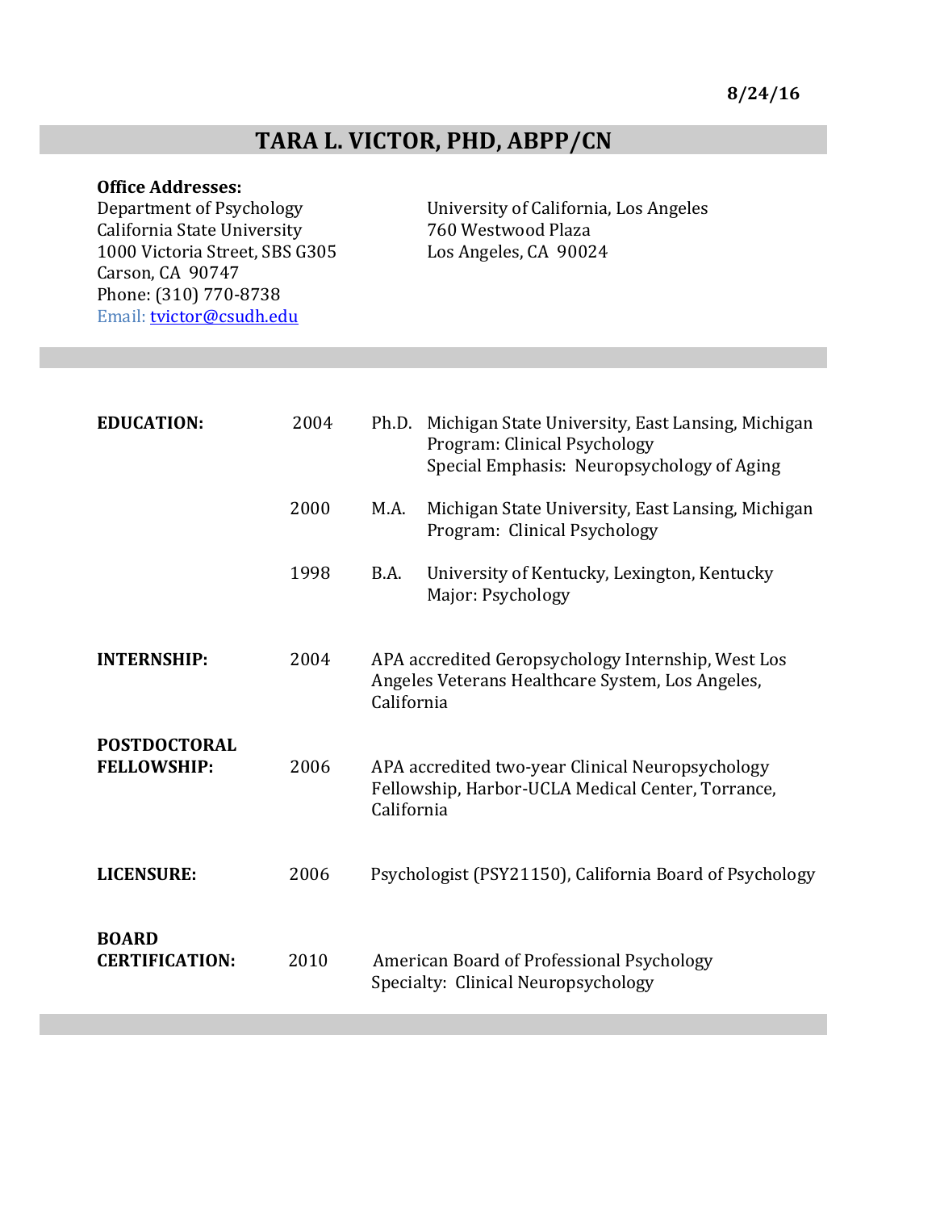8/24/16

# TARA L. VICTOR, PHD, ABPP/CN

**Office Addresses:**

Department of Psychology
California State University
1000 Victoria Street, SBS G305
Carson, CA 90747
Phone: (310) 770-8738
Email: tvictor@csudh.edu

University of California, Los Angeles
760 Westwood Plaza
Los Angeles, CA 90024

**EDUCATION:**

2004 Ph.D. Michigan State University, East Lansing, Michigan
Program: Clinical Psychology
Special Emphasis: Neuropsychology of Aging

2000 M.A. Michigan State University, East Lansing, Michigan
Program: Clinical Psychology

1998 B.A. University of Kentucky, Lexington, Kentucky
Major: Psychology

**INTERNSHIP:**

2004 APA accredited Geropsychology Internship, West Los Angeles Veterans Healthcare System, Los Angeles, California

**POSTDOCTORAL FELLOWSHIP:**

2006 APA accredited two-year Clinical Neuropsychology Fellowship, Harbor-UCLA Medical Center, Torrance, California

**LICENSURE:**

2006 Psychologist (PSY21150), California Board of Psychology

**BOARD CERTIFICATION:**

2010 American Board of Professional Psychology
Specialty: Clinical Neuropsychology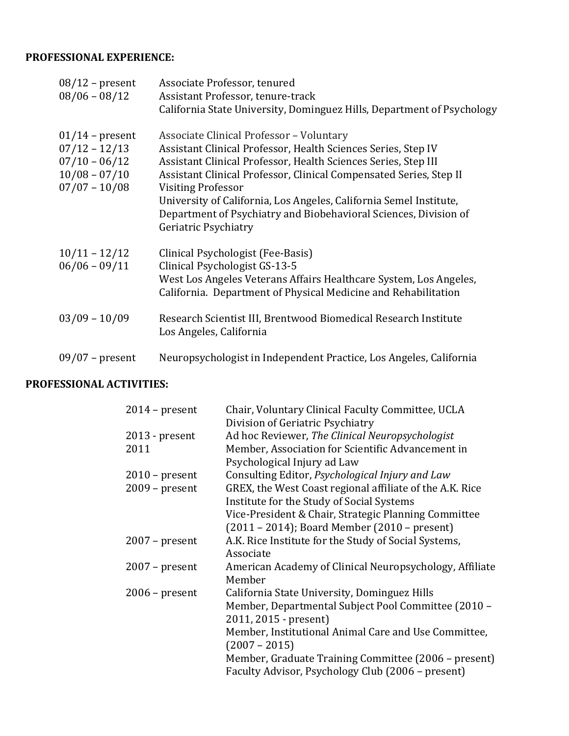**PROFESSIONAL EXPERIENCE:**

| | |
|---|---|
| 08/12 – present | Associate Professor, tenured |
| 08/06 – 08/12 | Assistant Professor, tenure-track<br>California State University, Dominguez Hills, Department of Psychology |
| 01/14 – present | Associate Clinical Professor – Voluntary |
| 07/12 – 12/13 | Assistant Clinical Professor, Health Sciences Series, Step IV |
| 07/10 – 06/12 | Assistant Clinical Professor, Health Sciences Series, Step III |
| 10/08 – 07/10 | Assistant Clinical Professor, Clinical Compensated Series, Step II |
| 07/07 – 10/08 | Visiting Professor<br>University of California, Los Angeles, California Semel Institute, Department of Psychiatry and Biobehavioral Sciences, Division of Geriatric Psychiatry |
| 10/11 – 12/12 | Clinical Psychologist (Fee-Basis) |
| 06/06 – 09/11 | Clinical Psychologist GS-13-5<br>West Los Angeles Veterans Affairs Healthcare System, Los Angeles, California. Department of Physical Medicine and Rehabilitation |
| 03/09 – 10/09 | Research Scientist III, Brentwood Biomedical Research Institute<br>Los Angeles, California |
| 09/07 – present | Neuropsychologist in Independent Practice, Los Angeles, California |

**PROFESSIONAL ACTIVITIES:**

| | |
|---|---|
| 2014 – present | Chair, Voluntary Clinical Faculty Committee, UCLA Division of Geriatric Psychiatry |
| 2013 - present | Ad hoc Reviewer, *The Clinical Neuropsychologist* |
| 2011 | Member, Association for Scientific Advancement in Psychological Injury ad Law |
| 2010 – present | Consulting Editor, *Psychological Injury and Law* |
| 2009 – present | GREX, the West Coast regional affiliate of the A.K. Rice Institute for the Study of Social Systems<br>Vice-President & Chair, Strategic Planning Committee (2011 – 2014); Board Member (2010 – present) |
| 2007 – present | A.K. Rice Institute for the Study of Social Systems, Associate |
| 2007 – present | American Academy of Clinical Neuropsychology, Affiliate Member |
| 2006 – present | California State University, Dominguez Hills<br>Member, Departmental Subject Pool Committee (2010 – 2011, 2015 - present)<br>Member, Institutional Animal Care and Use Committee, (2007 – 2015)<br>Member, Graduate Training Committee (2006 – present)<br>Faculty Advisor, Psychology Club (2006 – present) |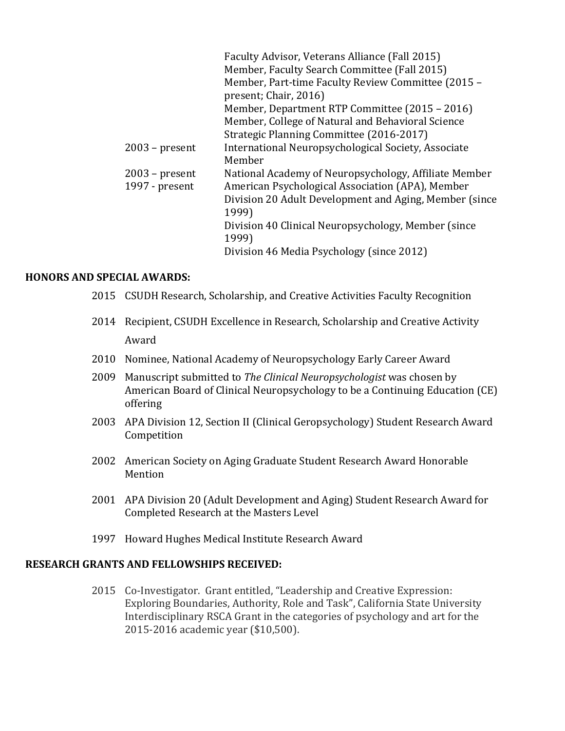| | |
|---|---|
| | Faculty Advisor, Veterans Alliance (Fall 2015) |
| | Member, Faculty Search Committee (Fall 2015) |
| | Member, Part-time Faculty Review Committee (2015 – present; Chair, 2016) |
| | Member, Department RTP Committee (2015 – 2016) |
| | Member, College of Natural and Behavioral Science Strategic Planning Committee (2016-2017) |
| 2003 – present | International Neuropsychological Society, Associate Member |
| 2003 – present | National Academy of Neuropsychology, Affiliate Member |
| 1997 - present | American Psychological Association (APA), Member |
| | Division 20 Adult Development and Aging, Member (since 1999) |
| | Division 40 Clinical Neuropsychology, Member (since 1999) |
| | Division 46 Media Psychology (since 2012) |

**HONORS AND SPECIAL AWARDS:**

2015 CSUDH Research, Scholarship, and Creative Activities Faculty Recognition

2014 Recipient, CSUDH Excellence in Research, Scholarship and Creative Activity Award

2010 Nominee, National Academy of Neuropsychology Early Career Award

2009 Manuscript submitted to *The Clinical Neuropsychologist* was chosen by American Board of Clinical Neuropsychology to be a Continuing Education (CE) offering

2003 APA Division 12, Section II (Clinical Geropsychology) Student Research Award Competition

2002 American Society on Aging Graduate Student Research Award Honorable Mention

2001 APA Division 20 (Adult Development and Aging) Student Research Award for Completed Research at the Masters Level

1997 Howard Hughes Medical Institute Research Award

**RESEARCH GRANTS AND FELLOWSHIPS RECEIVED:**

2015 Co-Investigator. Grant entitled, "Leadership and Creative Expression: Exploring Boundaries, Authority, Role and Task", California State University Interdisciplinary RSCA Grant in the categories of psychology and art for the 2015-2016 academic year ($10,500).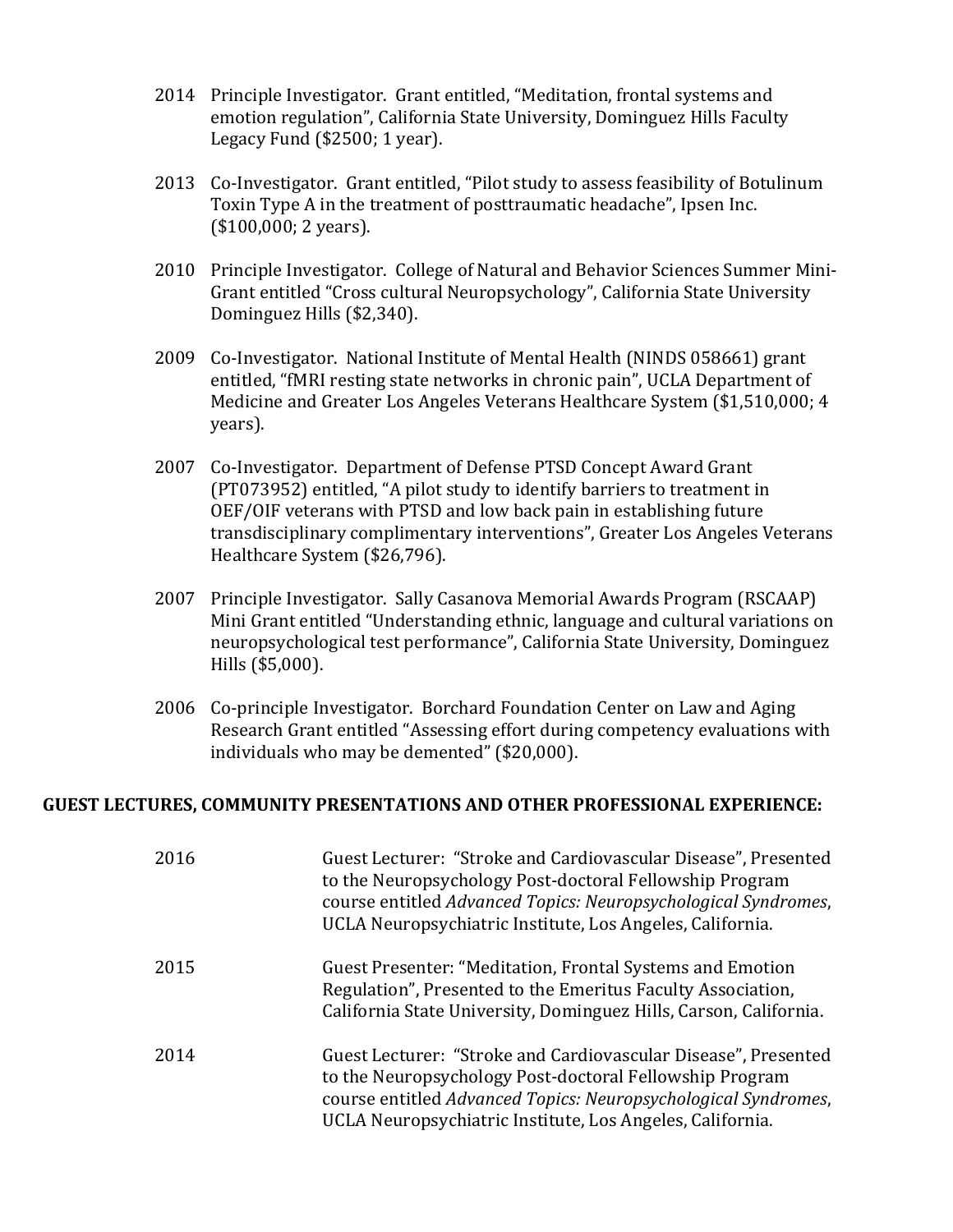2014 Principle Investigator. Grant entitled, "Meditation, frontal systems and emotion regulation", California State University, Dominguez Hills Faculty Legacy Fund ($2500; 1 year).

2013 Co-Investigator. Grant entitled, "Pilot study to assess feasibility of Botulinum Toxin Type A in the treatment of posttraumatic headache", Ipsen Inc. ($100,000; 2 years).

2010 Principle Investigator. College of Natural and Behavior Sciences Summer Mini-Grant entitled "Cross cultural Neuropsychology", California State University Dominguez Hills ($2,340).

2009 Co-Investigator. National Institute of Mental Health (NINDS 058661) grant entitled, "fMRI resting state networks in chronic pain", UCLA Department of Medicine and Greater Los Angeles Veterans Healthcare System ($1,510,000; 4 years).

2007 Co-Investigator. Department of Defense PTSD Concept Award Grant (PT073952) entitled, "A pilot study to identify barriers to treatment in OEF/OIF veterans with PTSD and low back pain in establishing future transdisciplinary complimentary interventions", Greater Los Angeles Veterans Healthcare System ($26,796).

2007 Principle Investigator. Sally Casanova Memorial Awards Program (RSCAAP) Mini Grant entitled "Understanding ethnic, language and cultural variations on neuropsychological test performance", California State University, Dominguez Hills ($5,000).

2006 Co-principle Investigator. Borchard Foundation Center on Law and Aging Research Grant entitled "Assessing effort during competency evaluations with individuals who may be demented" ($20,000).

## GUEST LECTURES, COMMUNITY PRESENTATIONS AND OTHER PROFESSIONAL EXPERIENCE:

2016 Guest Lecturer: "Stroke and Cardiovascular Disease", Presented to the Neuropsychology Post-doctoral Fellowship Program course entitled *Advanced Topics: Neuropsychological Syndromes*, UCLA Neuropsychiatric Institute, Los Angeles, California.

2015 Guest Presenter: "Meditation, Frontal Systems and Emotion Regulation", Presented to the Emeritus Faculty Association, California State University, Dominguez Hills, Carson, California.

2014 Guest Lecturer: "Stroke and Cardiovascular Disease", Presented to the Neuropsychology Post-doctoral Fellowship Program course entitled *Advanced Topics: Neuropsychological Syndromes*, UCLA Neuropsychiatric Institute, Los Angeles, California.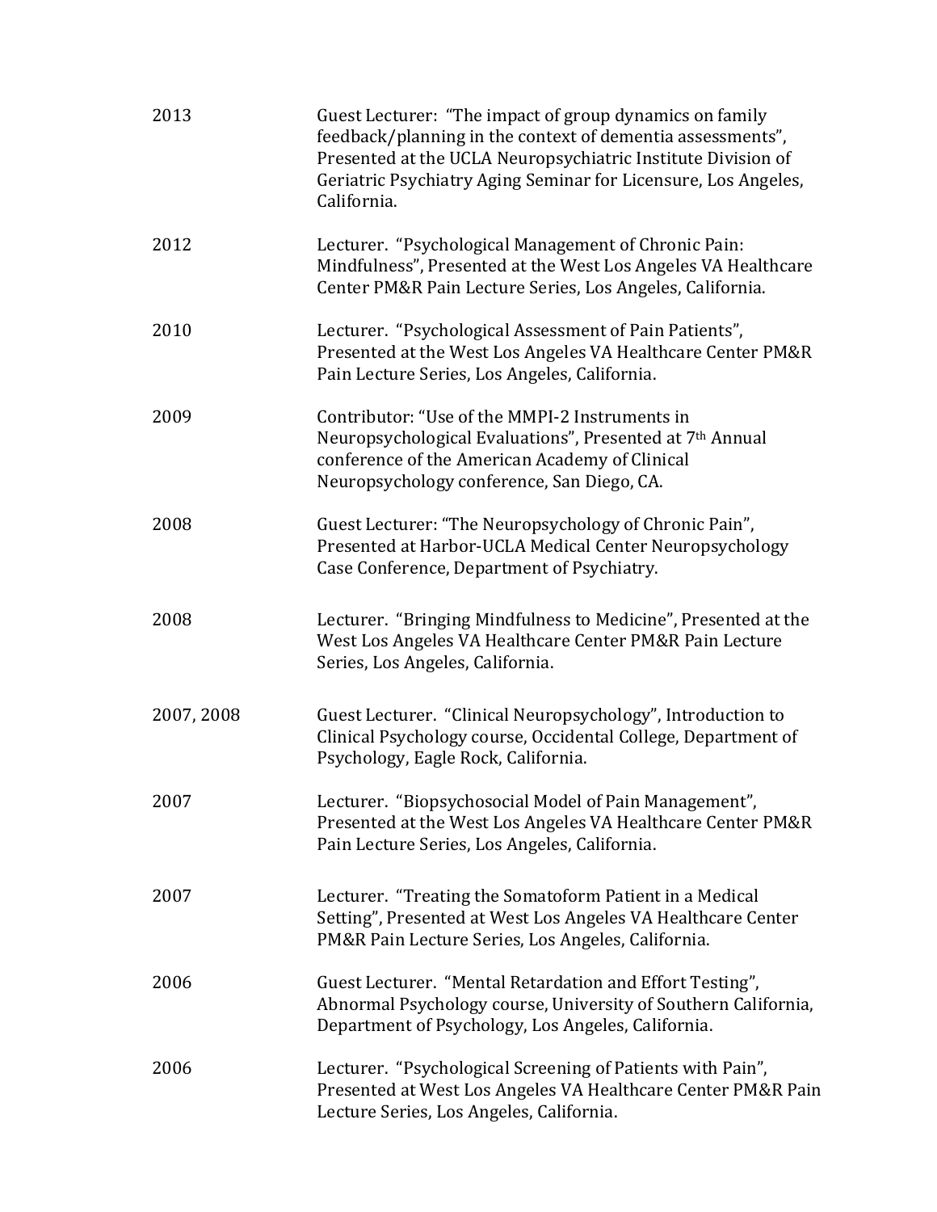| | |
|---|---|
| 2013 | Guest Lecturer: "The impact of group dynamics on family feedback/planning in the context of dementia assessments", Presented at the UCLA Neuropsychiatric Institute Division of Geriatric Psychiatry Aging Seminar for Licensure, Los Angeles, California. |
| 2012 | Lecturer. "Psychological Management of Chronic Pain: Mindfulness", Presented at the West Los Angeles VA Healthcare Center PM&R Pain Lecture Series, Los Angeles, California. |
| 2010 | Lecturer. "Psychological Assessment of Pain Patients", Presented at the West Los Angeles VA Healthcare Center PM&R Pain Lecture Series, Los Angeles, California. |
| 2009 | Contributor: "Use of the MMPI-2 Instruments in Neuropsychological Evaluations", Presented at 7th Annual conference of the American Academy of Clinical Neuropsychology conference, San Diego, CA. |
| 2008 | Guest Lecturer: "The Neuropsychology of Chronic Pain", Presented at Harbor-UCLA Medical Center Neuropsychology Case Conference, Department of Psychiatry. |
| 2008 | Lecturer. "Bringing Mindfulness to Medicine", Presented at the West Los Angeles VA Healthcare Center PM&R Pain Lecture Series, Los Angeles, California. |
| 2007, 2008 | Guest Lecturer. "Clinical Neuropsychology", Introduction to Clinical Psychology course, Occidental College, Department of Psychology, Eagle Rock, California. |
| 2007 | Lecturer. "Biopsychosocial Model of Pain Management", Presented at the West Los Angeles VA Healthcare Center PM&R Pain Lecture Series, Los Angeles, California. |
| 2007 | Lecturer. "Treating the Somatoform Patient in a Medical Setting", Presented at West Los Angeles VA Healthcare Center PM&R Pain Lecture Series, Los Angeles, California. |
| 2006 | Guest Lecturer. "Mental Retardation and Effort Testing", Abnormal Psychology course, University of Southern California, Department of Psychology, Los Angeles, California. |
| 2006 | Lecturer. "Psychological Screening of Patients with Pain", Presented at West Los Angeles VA Healthcare Center PM&R Pain Lecture Series, Los Angeles, California. |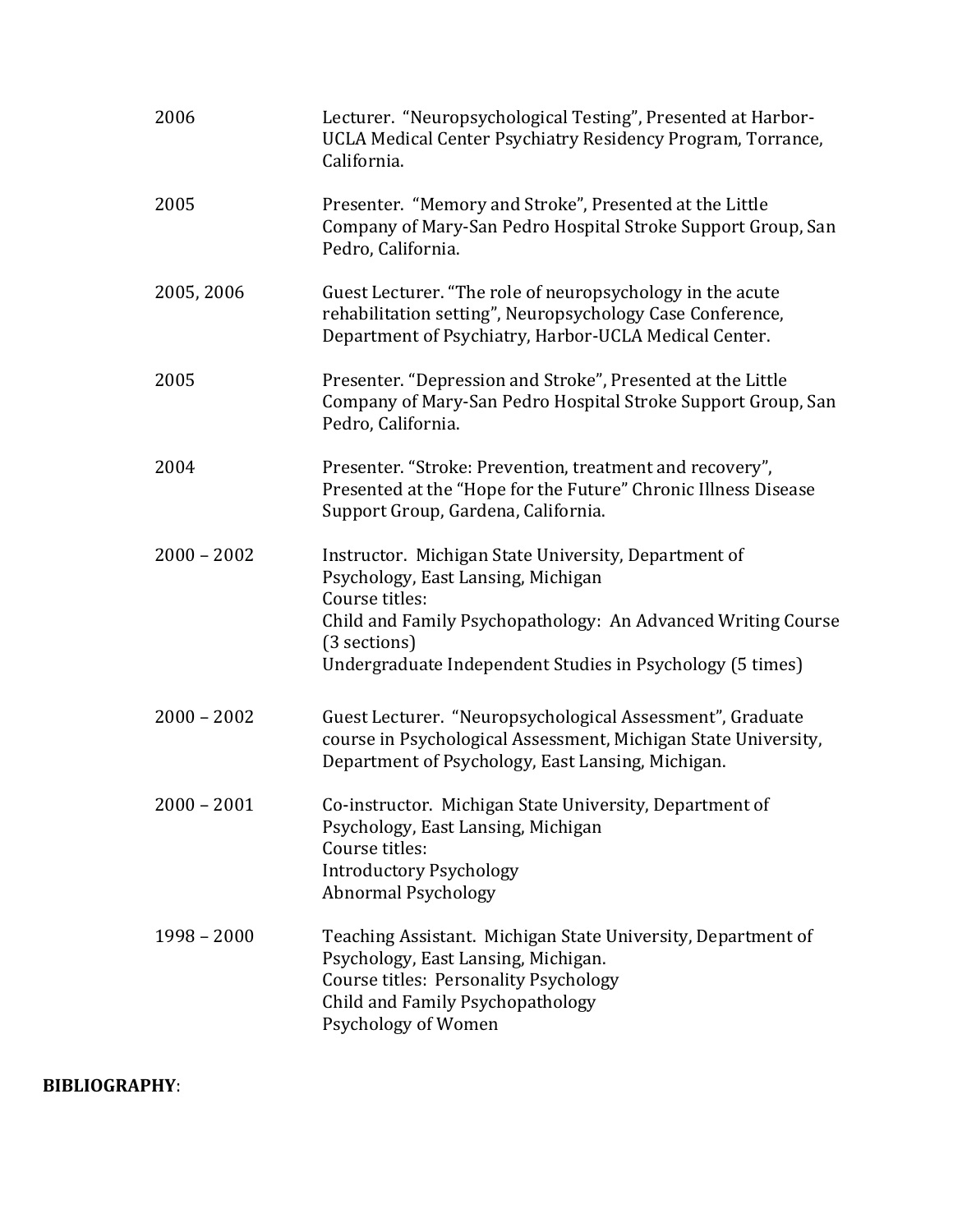| | |
|---|---|
| 2006 | Lecturer. "Neuropsychological Testing", Presented at Harbor-UCLA Medical Center Psychiatry Residency Program, Torrance, California. |
| 2005 | Presenter. "Memory and Stroke", Presented at the Little Company of Mary-San Pedro Hospital Stroke Support Group, San Pedro, California. |
| 2005, 2006 | Guest Lecturer. "The role of neuropsychology in the acute rehabilitation setting", Neuropsychology Case Conference, Department of Psychiatry, Harbor-UCLA Medical Center. |
| 2005 | Presenter. "Depression and Stroke", Presented at the Little Company of Mary-San Pedro Hospital Stroke Support Group, San Pedro, California. |
| 2004 | Presenter. "Stroke: Prevention, treatment and recovery", Presented at the "Hope for the Future" Chronic Illness Disease Support Group, Gardena, California. |
| 2000 – 2002 | Instructor. Michigan State University, Department of Psychology, East Lansing, Michigan<br>Course titles:<br>Child and Family Psychopathology: An Advanced Writing Course (3 sections)<br>Undergraduate Independent Studies in Psychology (5 times) |
| 2000 – 2002 | Guest Lecturer. "Neuropsychological Assessment", Graduate course in Psychological Assessment, Michigan State University, Department of Psychology, East Lansing, Michigan. |
| 2000 – 2001 | Co-instructor. Michigan State University, Department of Psychology, East Lansing, Michigan<br>Course titles:<br>Introductory Psychology<br>Abnormal Psychology |
| 1998 – 2000 | Teaching Assistant. Michigan State University, Department of Psychology, East Lansing, Michigan.<br>Course titles: Personality Psychology<br>Child and Family Psychopathology<br>Psychology of Women |

**BIBLIOGRAPHY**: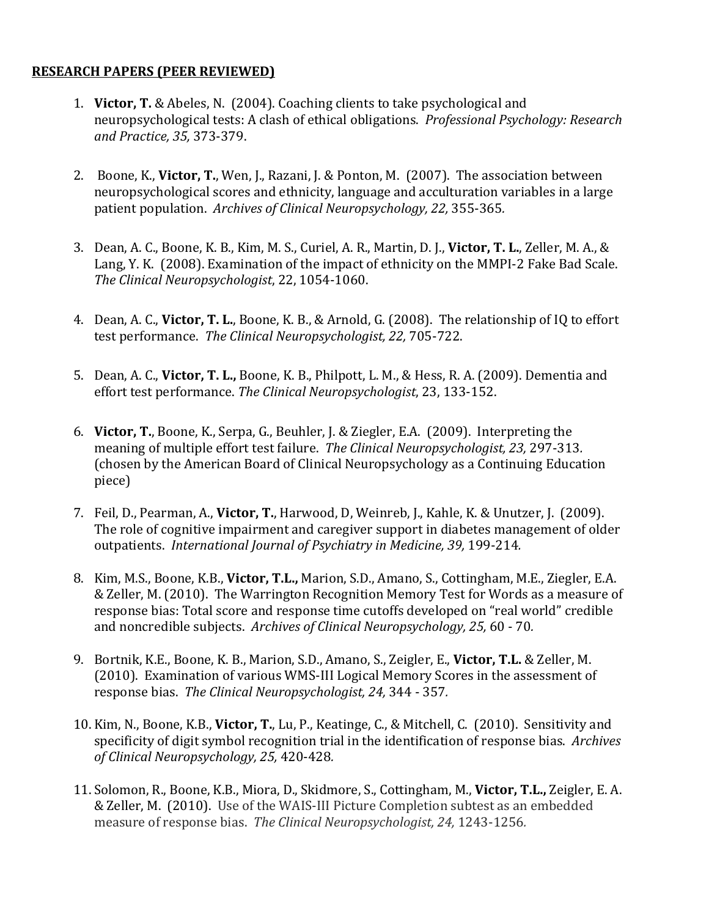**RESEARCH PAPERS (PEER REVIEWED)**

1. **Victor, T.** & Abeles, N. (2004). Coaching clients to take psychological and neuropsychological tests: A clash of ethical obligations. *Professional Psychology: Research and Practice, 35,* 373-379.

2. Boone, K., **Victor, T.**, Wen, J., Razani, J. & Ponton, M. (2007). The association between neuropsychological scores and ethnicity, language and acculturation variables in a large patient population. *Archives of Clinical Neuropsychology, 22,* 355-365.

3. Dean, A. C., Boone, K. B., Kim, M. S., Curiel, A. R., Martin, D. J., **Victor, T. L.**, Zeller, M. A., & Lang, Y. K. (2008). Examination of the impact of ethnicity on the MMPI-2 Fake Bad Scale. *The Clinical Neuropsychologist*, 22, 1054-1060.

4. Dean, A. C., **Victor, T. L.**, Boone, K. B., & Arnold, G. (2008). The relationship of IQ to effort test performance. *The Clinical Neuropsychologist, 22,* 705-722.

5. Dean, A. C., **Victor, T. L.,** Boone, K. B., Philpott, L. M., & Hess, R. A. (2009). Dementia and effort test performance. *The Clinical Neuropsychologist*, 23, 133-152.

6. **Victor, T.**, Boone, K., Serpa, G., Beuhler, J. & Ziegler, E.A. (2009). Interpreting the meaning of multiple effort test failure. *The Clinical Neuropsychologist, 23,* 297-313. (chosen by the American Board of Clinical Neuropsychology as a Continuing Education piece)

7. Feil, D., Pearman, A., **Victor, T.**, Harwood, D, Weinreb, J., Kahle, K. & Unutzer, J. (2009). The role of cognitive impairment and caregiver support in diabetes management of older outpatients. *International Journal of Psychiatry in Medicine, 39,* 199-214.

8. Kim, M.S., Boone, K.B., **Victor, T.L.,** Marion, S.D., Amano, S., Cottingham, M.E., Ziegler, E.A. & Zeller, M. (2010). The Warrington Recognition Memory Test for Words as a measure of response bias: Total score and response time cutoffs developed on "real world" credible and noncredible subjects. *Archives of Clinical Neuropsychology, 25,* 60 - 70.

9. Bortnik, K.E., Boone, K. B., Marion, S.D., Amano, S., Zeigler, E., **Victor, T.L.** & Zeller, M. (2010). Examination of various WMS-III Logical Memory Scores in the assessment of response bias. *The Clinical Neuropsychologist, 24,* 344 - 357.

10. Kim, N., Boone, K.B., **Victor, T.**, Lu, P., Keatinge, C., & Mitchell, C. (2010). Sensitivity and specificity of digit symbol recognition trial in the identification of response bias. *Archives of Clinical Neuropsychology, 25,* 420-428.

11. Solomon, R., Boone, K.B., Miora, D., Skidmore, S., Cottingham, M., **Victor, T.L.,** Zeigler, E. A. & Zeller, M. (2010). Use of the WAIS-III Picture Completion subtest as an embedded measure of response bias. *The Clinical Neuropsychologist, 24,* 1243-1256.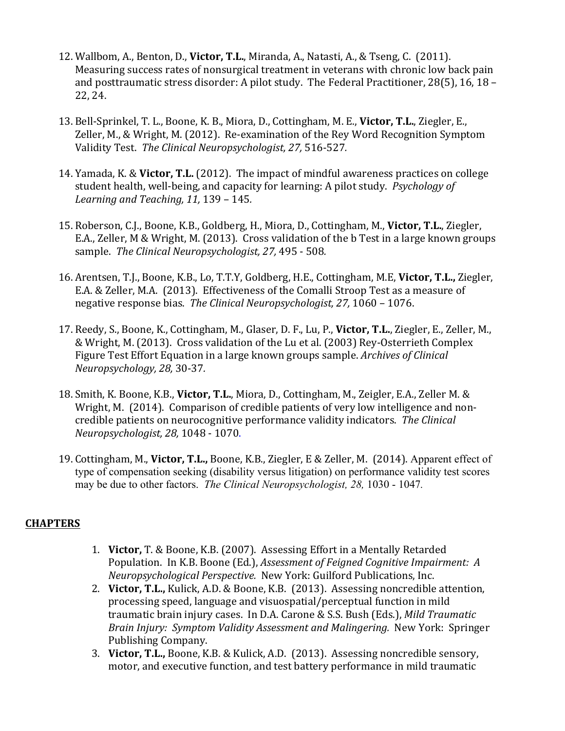12. Wallbom, A., Benton, D., **Victor, T.L.**, Miranda, A., Natasti, A., & Tseng, C. (2011). Measuring success rates of nonsurgical treatment in veterans with chronic low back pain and posttraumatic stress disorder: A pilot study. The Federal Practitioner, 28(5), 16, 18 – 22, 24.

13. Bell-Sprinkel, T. L., Boone, K. B., Miora, D., Cottingham, M. E., **Victor, T.L.**, Ziegler, E., Zeller, M., & Wright, M. (2012). Re-examination of the Rey Word Recognition Symptom Validity Test. *The Clinical Neuropsychologist, 27,* 516-527*.*

14. Yamada, K. & **Victor, T.L.** (2012). The impact of mindful awareness practices on college student health, well-being, and capacity for learning: A pilot study. *Psychology of Learning and Teaching, 11,* 139 – 145*.*

15. Roberson, C.J., Boone, K.B., Goldberg, H., Miora, D., Cottingham, M., **Victor, T.L.**, Ziegler, E.A., Zeller, M & Wright, M. (2013). Cross validation of the b Test in a large known groups sample. *The Clinical Neuropsychologist, 27,* 495 - 508*.*

16. Arentsen, T.J., Boone, K.B., Lo, T.T.Y, Goldberg, H.E., Cottingham, M.E, **Victor, T.L.,** Ziegler, E.A. & Zeller, M.A. (2013). Effectiveness of the Comalli Stroop Test as a measure of negative response bias. *The Clinical Neuropsychologist, 27,* 1060 – 1076.

17. Reedy, S., Boone, K., Cottingham, M., Glaser, D. F., Lu, P., **Victor, T.L.**, Ziegler, E., Zeller, M., & Wright, M. (2013). Cross validation of the Lu et al. (2003) Rey-Osterrieth Complex Figure Test Effort Equation in a large known groups sample. *Archives of Clinical Neuropsychology, 28,* 30-37*.*

18. Smith, K. Boone, K.B., **Victor, T.L.**, Miora, D., Cottingham, M., Zeigler, E.A., Zeller M. & Wright, M. (2014). Comparison of credible patients of very low intelligence and non-credible patients on neurocognitive performance validity indicators. *The Clinical Neuropsychologist, 28,* 1048 - 1070.

19. Cottingham, M., **Victor, T.L.,** Boone, K.B., Ziegler, E & Zeller, M. (2014). Apparent effect of type of compensation seeking (disability versus litigation) on performance validity test scores may be due to other factors. *The Clinical Neuropsychologist, 28,* 1030 - 1047.

## CHAPTERS

1. **Victor,** T. & Boone, K.B. (2007). Assessing Effort in a Mentally Retarded Population. In K.B. Boone (Ed.), *Assessment of Feigned Cognitive Impairment: A Neuropsychological Perspective.* New York: Guilford Publications, Inc.
2. **Victor, T.L.,** Kulick, A.D. & Boone, K.B. (2013). Assessing noncredible attention, processing speed, language and visuospatial/perceptual function in mild traumatic brain injury cases. In D.A. Carone & S.S. Bush (Eds.), *Mild Traumatic Brain Injury: Symptom Validity Assessment and Malingering.* New York: Springer Publishing Company.
3. **Victor, T.L.,** Boone, K.B. & Kulick, A.D. (2013). Assessing noncredible sensory, motor, and executive function, and test battery performance in mild traumatic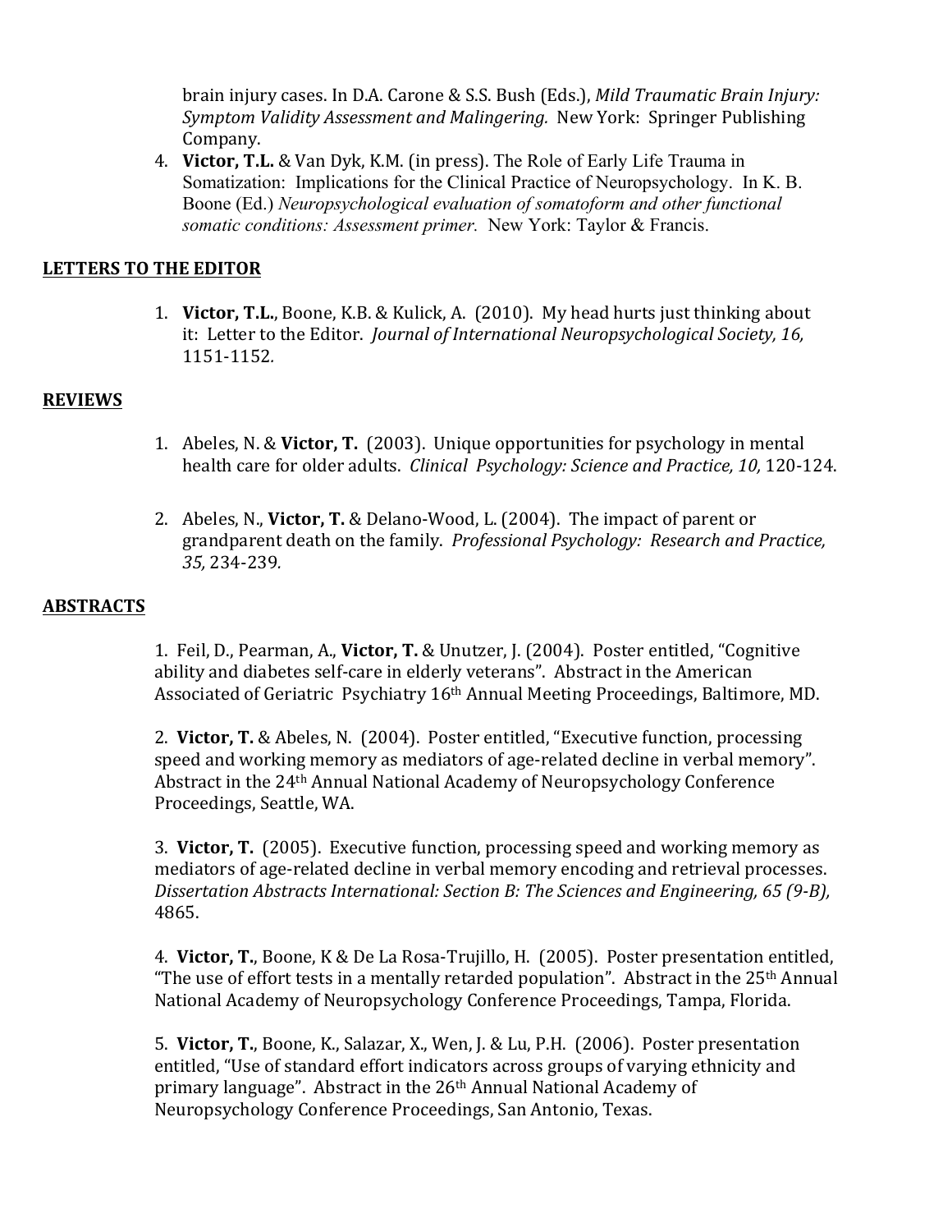brain injury cases. In D.A. Carone & S.S. Bush (Eds.), *Mild Traumatic Brain Injury: Symptom Validity Assessment and Malingering.* New York: Springer Publishing Company.

4. **Victor, T.L.** & Van Dyk, K.M. (in press). The Role of Early Life Trauma in Somatization: Implications for the Clinical Practice of Neuropsychology. In K. B. Boone (Ed.) *Neuropsychological evaluation of somatoform and other functional somatic conditions: Assessment primer.* New York: Taylor & Francis.

## LETTERS TO THE EDITOR

1. **Victor, T.L.**, Boone, K.B. & Kulick, A. (2010). My head hurts just thinking about it: Letter to the Editor. *Journal of International Neuropsychological Society, 16,* 1151-1152.

## REVIEWS

1. Abeles, N. & **Victor, T.** (2003). Unique opportunities for psychology in mental health care for older adults. *Clinical Psychology: Science and Practice, 10,* 120-124.

2. Abeles, N., **Victor, T.** & Delano-Wood, L. (2004). The impact of parent or grandparent death on the family. *Professional Psychology: Research and Practice, 35,* 234-239.

## ABSTRACTS

1. Feil, D., Pearman, A., **Victor, T.** & Unutzer, J. (2004). Poster entitled, "Cognitive ability and diabetes self-care in elderly veterans". Abstract in the American Associated of Geriatric Psychiatry 16th Annual Meeting Proceedings, Baltimore, MD.

2. **Victor, T.** & Abeles, N. (2004). Poster entitled, "Executive function, processing speed and working memory as mediators of age-related decline in verbal memory". Abstract in the 24th Annual National Academy of Neuropsychology Conference Proceedings, Seattle, WA.

3. **Victor, T.** (2005). Executive function, processing speed and working memory as mediators of age-related decline in verbal memory encoding and retrieval processes. *Dissertation Abstracts International: Section B: The Sciences and Engineering, 65 (9-B),* 4865.

4. **Victor, T.**, Boone, K & De La Rosa-Trujillo, H. (2005). Poster presentation entitled, "The use of effort tests in a mentally retarded population". Abstract in the 25th Annual National Academy of Neuropsychology Conference Proceedings, Tampa, Florida.

5. **Victor, T.**, Boone, K., Salazar, X., Wen, J. & Lu, P.H. (2006). Poster presentation entitled, "Use of standard effort indicators across groups of varying ethnicity and primary language". Abstract in the 26th Annual National Academy of Neuropsychology Conference Proceedings, San Antonio, Texas.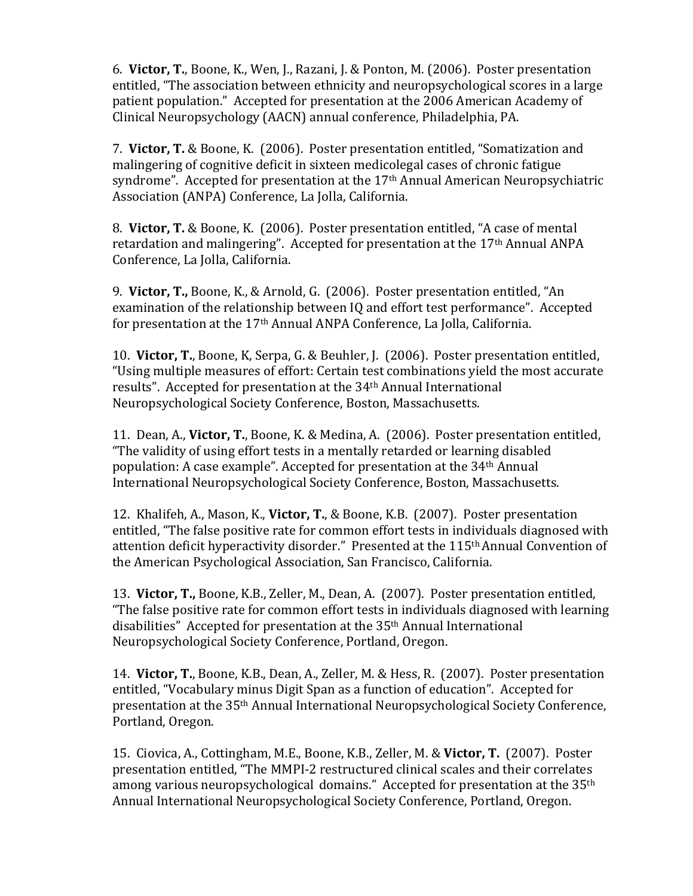6. **Victor, T.**, Boone, K., Wen, J., Razani, J. & Ponton, M. (2006). Poster presentation entitled, "The association between ethnicity and neuropsychological scores in a large patient population." Accepted for presentation at the 2006 American Academy of Clinical Neuropsychology (AACN) annual conference, Philadelphia, PA.

7. **Victor, T.** & Boone, K. (2006). Poster presentation entitled, "Somatization and malingering of cognitive deficit in sixteen medicolegal cases of chronic fatigue syndrome". Accepted for presentation at the 17th Annual American Neuropsychiatric Association (ANPA) Conference, La Jolla, California.

8. **Victor, T.** & Boone, K. (2006). Poster presentation entitled, "A case of mental retardation and malingering". Accepted for presentation at the 17th Annual ANPA Conference, La Jolla, California.

9. **Victor, T.,** Boone, K., & Arnold, G. (2006). Poster presentation entitled, "An examination of the relationship between IQ and effort test performance". Accepted for presentation at the 17th Annual ANPA Conference, La Jolla, California.

10. **Victor, T.**, Boone, K, Serpa, G. & Beuhler, J. (2006). Poster presentation entitled, "Using multiple measures of effort: Certain test combinations yield the most accurate results". Accepted for presentation at the 34th Annual International Neuropsychological Society Conference, Boston, Massachusetts.

11. Dean, A., **Victor, T.**, Boone, K. & Medina, A. (2006). Poster presentation entitled, "The validity of using effort tests in a mentally retarded or learning disabled population: A case example". Accepted for presentation at the 34th Annual International Neuropsychological Society Conference, Boston, Massachusetts.

12. Khalifeh, A., Mason, K., **Victor, T.**, & Boone, K.B. (2007). Poster presentation entitled, "The false positive rate for common effort tests in individuals diagnosed with attention deficit hyperactivity disorder." Presented at the 115th Annual Convention of the American Psychological Association, San Francisco, California.

13. **Victor, T.,** Boone, K.B., Zeller, M., Dean, A. (2007). Poster presentation entitled, "The false positive rate for common effort tests in individuals diagnosed with learning disabilities" Accepted for presentation at the 35th Annual International Neuropsychological Society Conference, Portland, Oregon.

14. **Victor, T.**, Boone, K.B., Dean, A., Zeller, M. & Hess, R. (2007). Poster presentation entitled, "Vocabulary minus Digit Span as a function of education". Accepted for presentation at the 35th Annual International Neuropsychological Society Conference, Portland, Oregon.

15. Ciovica, A., Cottingham, M.E., Boone, K.B., Zeller, M. & **Victor, T.** (2007). Poster presentation entitled, "The MMPI-2 restructured clinical scales and their correlates among various neuropsychological domains." Accepted for presentation at the 35th Annual International Neuropsychological Society Conference, Portland, Oregon.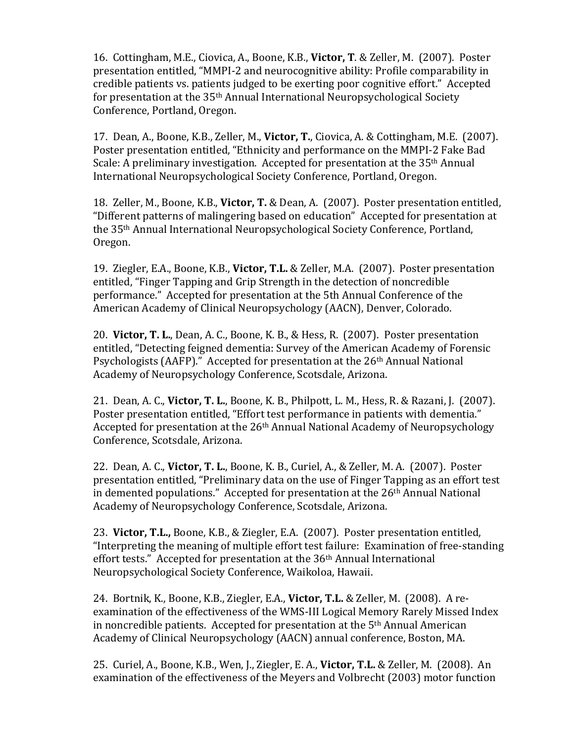16. Cottingham, M.E., Ciovica, A., Boone, K.B., **Victor, T**. & Zeller, M. (2007). Poster presentation entitled, "MMPI-2 and neurocognitive ability: Profile comparability in credible patients vs. patients judged to be exerting poor cognitive effort." Accepted for presentation at the 35th Annual International Neuropsychological Society Conference, Portland, Oregon.

17. Dean, A., Boone, K.B., Zeller, M., **Victor, T.**, Ciovica, A. & Cottingham, M.E. (2007). Poster presentation entitled, "Ethnicity and performance on the MMPI-2 Fake Bad Scale: A preliminary investigation. Accepted for presentation at the 35th Annual International Neuropsychological Society Conference, Portland, Oregon.

18. Zeller, M., Boone, K.B., **Victor, T.** & Dean, A. (2007). Poster presentation entitled, "Different patterns of malingering based on education" Accepted for presentation at the 35th Annual International Neuropsychological Society Conference, Portland, Oregon.

19. Ziegler, E.A., Boone, K.B., **Victor, T.L.** & Zeller, M.A. (2007). Poster presentation entitled, "Finger Tapping and Grip Strength in the detection of noncredible performance." Accepted for presentation at the 5th Annual Conference of the American Academy of Clinical Neuropsychology (AACN), Denver, Colorado.

20. **Victor, T. L.**, Dean, A. C., Boone, K. B., & Hess, R. (2007). Poster presentation entitled, "Detecting feigned dementia: Survey of the American Academy of Forensic Psychologists (AAFP)." Accepted for presentation at the 26th Annual National Academy of Neuropsychology Conference, Scotsdale, Arizona.

21. Dean, A. C., **Victor, T. L.**, Boone, K. B., Philpott, L. M., Hess, R. & Razani, J. (2007). Poster presentation entitled, "Effort test performance in patients with dementia." Accepted for presentation at the 26th Annual National Academy of Neuropsychology Conference, Scotsdale, Arizona.

22. Dean, A. C., **Victor, T. L.**, Boone, K. B., Curiel, A., & Zeller, M. A. (2007). Poster presentation entitled, "Preliminary data on the use of Finger Tapping as an effort test in demented populations." Accepted for presentation at the 26th Annual National Academy of Neuropsychology Conference, Scotsdale, Arizona.

23. **Victor, T.L.**, Boone, K.B., & Ziegler, E.A. (2007). Poster presentation entitled, "Interpreting the meaning of multiple effort test failure: Examination of free-standing effort tests." Accepted for presentation at the 36th Annual International Neuropsychological Society Conference, Waikoloa, Hawaii.

24. Bortnik, K., Boone, K.B., Ziegler, E.A., **Victor, T.L.** & Zeller, M. (2008). A re-examination of the effectiveness of the WMS-III Logical Memory Rarely Missed Index in noncredible patients. Accepted for presentation at the 5th Annual American Academy of Clinical Neuropsychology (AACN) annual conference, Boston, MA.

25. Curiel, A., Boone, K.B., Wen, J., Ziegler, E. A., **Victor, T.L.** & Zeller, M. (2008). An examination of the effectiveness of the Meyers and Volbrecht (2003) motor function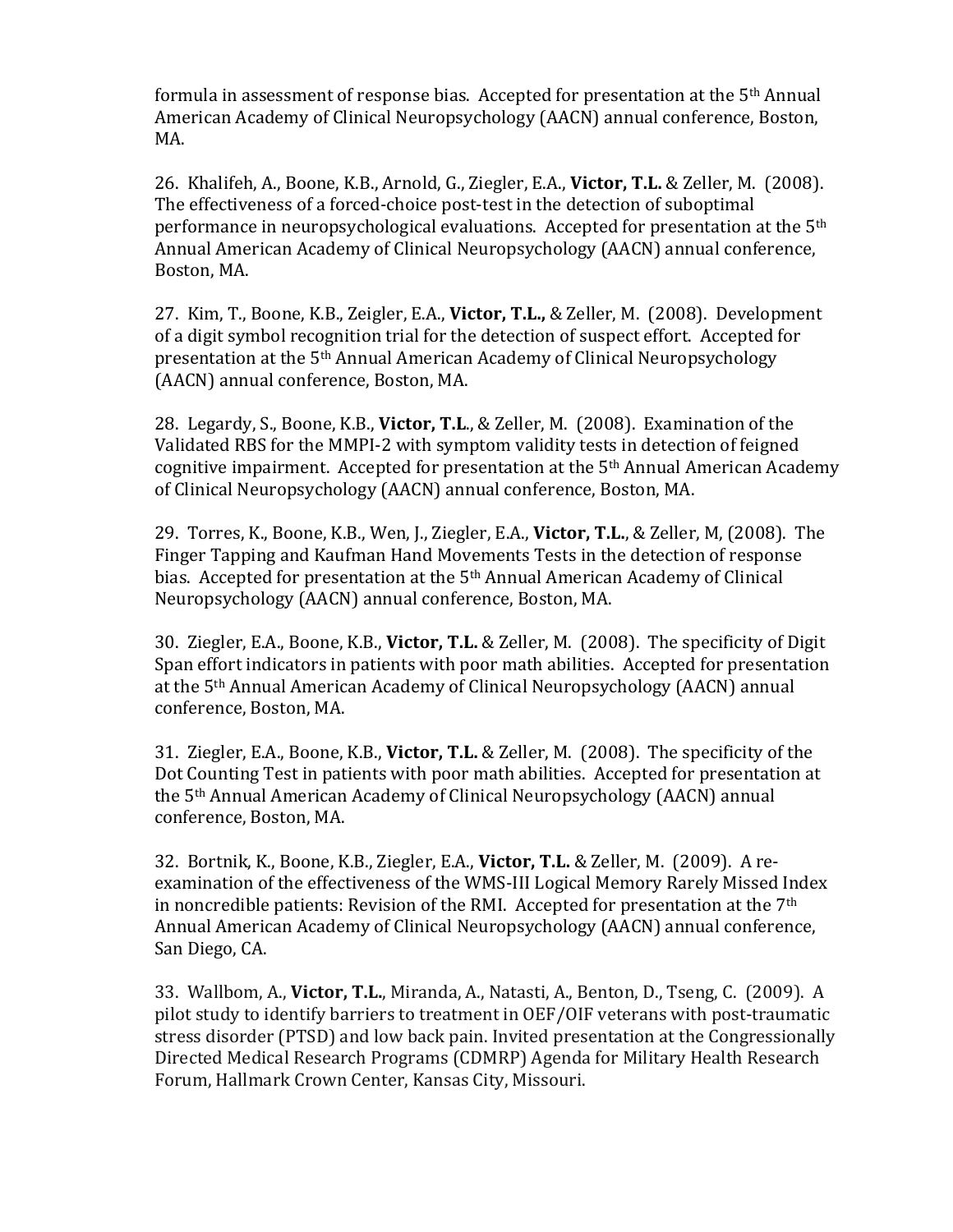formula in assessment of response bias. Accepted for presentation at the 5th Annual American Academy of Clinical Neuropsychology (AACN) annual conference, Boston, MA.

26. Khalifeh, A., Boone, K.B., Arnold, G., Ziegler, E.A., **Victor, T.L.** & Zeller, M. (2008). The effectiveness of a forced-choice post-test in the detection of suboptimal performance in neuropsychological evaluations. Accepted for presentation at the 5th Annual American Academy of Clinical Neuropsychology (AACN) annual conference, Boston, MA.

27. Kim, T., Boone, K.B., Zeigler, E.A., **Victor, T.L.,** & Zeller, M. (2008). Development of a digit symbol recognition trial for the detection of suspect effort. Accepted for presentation at the 5th Annual American Academy of Clinical Neuropsychology (AACN) annual conference, Boston, MA.

28. Legardy, S., Boone, K.B., **Victor, T.L.**, & Zeller, M. (2008). Examination of the Validated RBS for the MMPI-2 with symptom validity tests in detection of feigned cognitive impairment. Accepted for presentation at the 5th Annual American Academy of Clinical Neuropsychology (AACN) annual conference, Boston, MA.

29. Torres, K., Boone, K.B., Wen, J., Ziegler, E.A., **Victor, T.L.**, & Zeller, M, (2008). The Finger Tapping and Kaufman Hand Movements Tests in the detection of response bias. Accepted for presentation at the 5th Annual American Academy of Clinical Neuropsychology (AACN) annual conference, Boston, MA.

30. Ziegler, E.A., Boone, K.B., **Victor, T.L.** & Zeller, M. (2008). The specificity of Digit Span effort indicators in patients with poor math abilities. Accepted for presentation at the 5th Annual American Academy of Clinical Neuropsychology (AACN) annual conference, Boston, MA.

31. Ziegler, E.A., Boone, K.B., **Victor, T.L.** & Zeller, M. (2008). The specificity of the Dot Counting Test in patients with poor math abilities. Accepted for presentation at the 5th Annual American Academy of Clinical Neuropsychology (AACN) annual conference, Boston, MA.

32. Bortnik, K., Boone, K.B., Ziegler, E.A., **Victor, T.L.** & Zeller, M. (2009). A re-examination of the effectiveness of the WMS-III Logical Memory Rarely Missed Index in noncredible patients: Revision of the RMI. Accepted for presentation at the 7th Annual American Academy of Clinical Neuropsychology (AACN) annual conference, San Diego, CA.

33. Wallbom, A., **Victor, T.L.**, Miranda, A., Natasti, A., Benton, D., Tseng, C. (2009). A pilot study to identify barriers to treatment in OEF/OIF veterans with post-traumatic stress disorder (PTSD) and low back pain. Invited presentation at the Congressionally Directed Medical Research Programs (CDMRP) Agenda for Military Health Research Forum, Hallmark Crown Center, Kansas City, Missouri.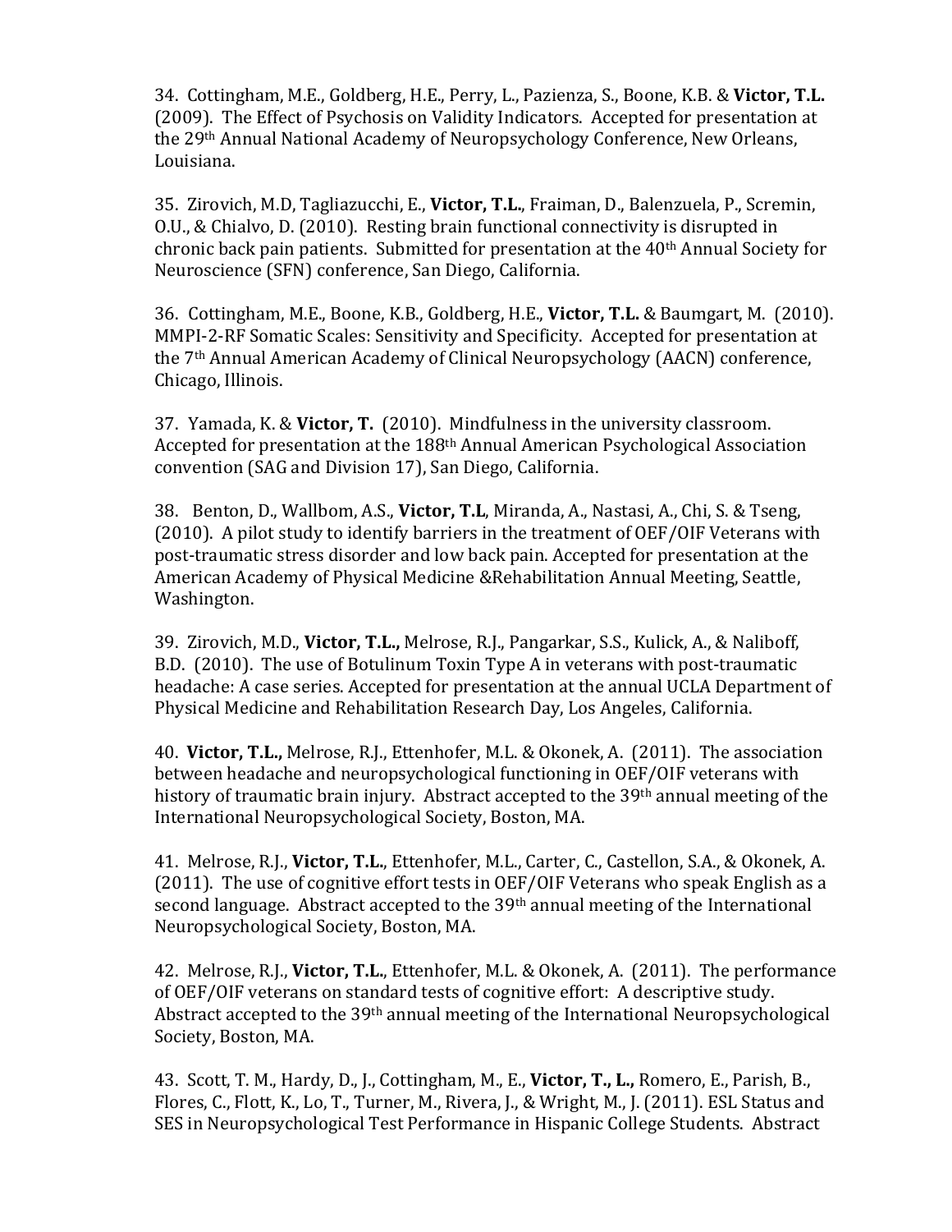34. Cottingham, M.E., Goldberg, H.E., Perry, L., Pazienza, S., Boone, K.B. & **Victor, T.L.** (2009). The Effect of Psychosis on Validity Indicators. Accepted for presentation at the 29th Annual National Academy of Neuropsychology Conference, New Orleans, Louisiana.

35. Zirovich, M.D, Tagliazucchi, E., **Victor, T.L.**, Fraiman, D., Balenzuela, P., Scremin, O.U., & Chialvo, D. (2010). Resting brain functional connectivity is disrupted in chronic back pain patients. Submitted for presentation at the 40th Annual Society for Neuroscience (SFN) conference, San Diego, California.

36. Cottingham, M.E., Boone, K.B., Goldberg, H.E., **Victor, T.L.** & Baumgart, M. (2010). MMPI-2-RF Somatic Scales: Sensitivity and Specificity. Accepted for presentation at the 7th Annual American Academy of Clinical Neuropsychology (AACN) conference, Chicago, Illinois.

37. Yamada, K. & **Victor, T.** (2010). Mindfulness in the university classroom. Accepted for presentation at the 188th Annual American Psychological Association convention (SAG and Division 17), San Diego, California.

38. Benton, D., Wallbom, A.S., **Victor, T.L**, Miranda, A., Nastasi, A., Chi, S. & Tseng, (2010). A pilot study to identify barriers in the treatment of OEF/OIF Veterans with post-traumatic stress disorder and low back pain. Accepted for presentation at the American Academy of Physical Medicine &Rehabilitation Annual Meeting, Seattle, Washington.

39. Zirovich, M.D., **Victor, T.L.,** Melrose, R.J., Pangarkar, S.S., Kulick, A., & Naliboff, B.D. (2010). The use of Botulinum Toxin Type A in veterans with post-traumatic headache: A case series. Accepted for presentation at the annual UCLA Department of Physical Medicine and Rehabilitation Research Day, Los Angeles, California.

40. **Victor, T.L.,** Melrose, R.J., Ettenhofer, M.L. & Okonek, A. (2011). The association between headache and neuropsychological functioning in OEF/OIF veterans with history of traumatic brain injury. Abstract accepted to the 39th annual meeting of the International Neuropsychological Society, Boston, MA.

41. Melrose, R.J., **Victor, T.L.**, Ettenhofer, M.L., Carter, C., Castellon, S.A., & Okonek, A. (2011). The use of cognitive effort tests in OEF/OIF Veterans who speak English as a second language. Abstract accepted to the 39th annual meeting of the International Neuropsychological Society, Boston, MA.

42. Melrose, R.J., **Victor, T.L.**, Ettenhofer, M.L. & Okonek, A. (2011). The performance of OEF/OIF veterans on standard tests of cognitive effort: A descriptive study. Abstract accepted to the 39th annual meeting of the International Neuropsychological Society, Boston, MA.

43. Scott, T. M., Hardy, D., J., Cottingham, M., E., **Victor, T., L.,** Romero, E., Parish, B., Flores, C., Flott, K., Lo, T., Turner, M., Rivera, J., & Wright, M., J. (2011). ESL Status and SES in Neuropsychological Test Performance in Hispanic College Students. Abstract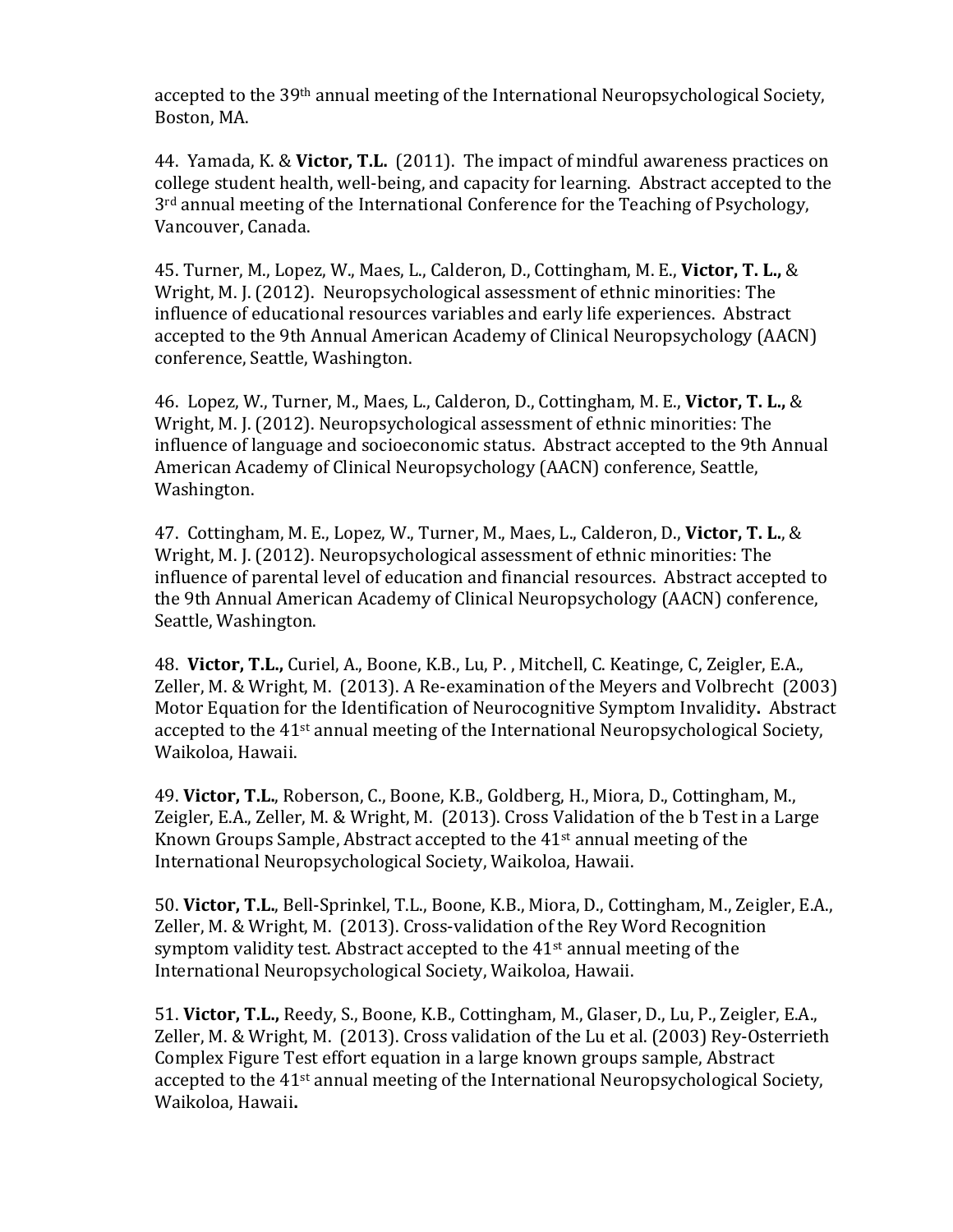accepted to the 39th annual meeting of the International Neuropsychological Society, Boston, MA.

44. Yamada, K. & **Victor, T.L.** (2011). The impact of mindful awareness practices on college student health, well-being, and capacity for learning. Abstract accepted to the 3rd annual meeting of the International Conference for the Teaching of Psychology, Vancouver, Canada.

45. Turner, M., Lopez, W., Maes, L., Calderon, D., Cottingham, M. E., **Victor, T. L.,** & Wright, M. J. (2012). Neuropsychological assessment of ethnic minorities: The influence of educational resources variables and early life experiences. Abstract accepted to the 9th Annual American Academy of Clinical Neuropsychology (AACN) conference, Seattle, Washington.

46. Lopez, W., Turner, M., Maes, L., Calderon, D., Cottingham, M. E., **Victor, T. L.,** & Wright, M. J. (2012). Neuropsychological assessment of ethnic minorities: The influence of language and socioeconomic status. Abstract accepted to the 9th Annual American Academy of Clinical Neuropsychology (AACN) conference, Seattle, Washington.

47. Cottingham, M. E., Lopez, W., Turner, M., Maes, L., Calderon, D., **Victor, T. L.**, & Wright, M. J. (2012). Neuropsychological assessment of ethnic minorities: The influence of parental level of education and financial resources. Abstract accepted to the 9th Annual American Academy of Clinical Neuropsychology (AACN) conference, Seattle, Washington.

48. **Victor, T.L.,** Curiel, A., Boone, K.B., Lu, P. , Mitchell, C. Keatinge, C, Zeigler, E.A., Zeller, M. & Wright, M. (2013). A Re-examination of the Meyers and Volbrecht (2003) Motor Equation for the Identification of Neurocognitive Symptom Invalidity**.** Abstract accepted to the 41st annual meeting of the International Neuropsychological Society, Waikoloa, Hawaii.

49. **Victor, T.L.**, Roberson, C., Boone, K.B., Goldberg, H., Miora, D., Cottingham, M., Zeigler, E.A., Zeller, M. & Wright, M. (2013). Cross Validation of the b Test in a Large Known Groups Sample, Abstract accepted to the 41st annual meeting of the International Neuropsychological Society, Waikoloa, Hawaii.

50. **Victor, T.L.**, Bell-Sprinkel, T.L., Boone, K.B., Miora, D., Cottingham, M., Zeigler, E.A., Zeller, M. & Wright, M. (2013). Cross-validation of the Rey Word Recognition symptom validity test. Abstract accepted to the 41st annual meeting of the International Neuropsychological Society, Waikoloa, Hawaii.

51. **Victor, T.L.,** Reedy, S., Boone, K.B., Cottingham, M., Glaser, D., Lu, P., Zeigler, E.A., Zeller, M. & Wright, M. (2013). Cross validation of the Lu et al. (2003) Rey-Osterrieth Complex Figure Test effort equation in a large known groups sample, Abstract accepted to the 41st annual meeting of the International Neuropsychological Society, Waikoloa, Hawaii**.**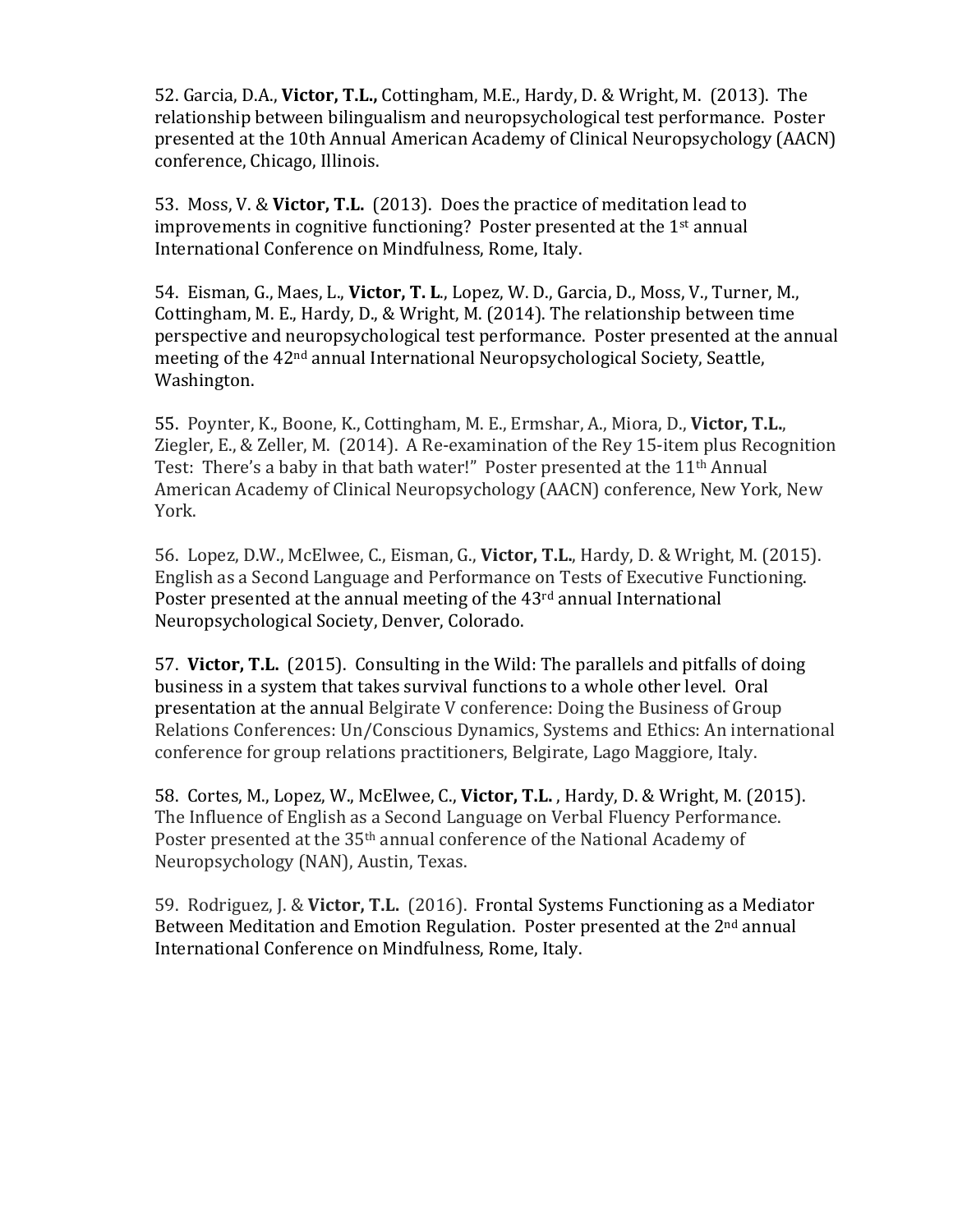52. Garcia, D.A., **Victor, T.L.,** Cottingham, M.E., Hardy, D. & Wright, M. (2013). The relationship between bilingualism and neuropsychological test performance. Poster presented at the 10th Annual American Academy of Clinical Neuropsychology (AACN) conference, Chicago, Illinois.

53. Moss, V. & **Victor, T.L.** (2013). Does the practice of meditation lead to improvements in cognitive functioning? Poster presented at the 1st annual International Conference on Mindfulness, Rome, Italy.

54. Eisman, G., Maes, L., **Victor, T. L.**, Lopez, W. D., Garcia, D., Moss, V., Turner, M., Cottingham, M. E., Hardy, D., & Wright, M. (2014). The relationship between time perspective and neuropsychological test performance. Poster presented at the annual meeting of the 42nd annual International Neuropsychological Society, Seattle, Washington.

55. Poynter, K., Boone, K., Cottingham, M. E., Ermshar, A., Miora, D., **Victor, T.L.**, Ziegler, E., & Zeller, M. (2014). A Re-examination of the Rey 15-item plus Recognition Test: There's a baby in that bath water!" Poster presented at the 11th Annual American Academy of Clinical Neuropsychology (AACN) conference, New York, New York.

56. Lopez, D.W., McElwee, C., Eisman, G., **Victor, T.L.**, Hardy, D. & Wright, M. (2015). English as a Second Language and Performance on Tests of Executive Functioning. Poster presented at the annual meeting of the 43rd annual International Neuropsychological Society, Denver, Colorado.

57. **Victor, T.L.** (2015). Consulting in the Wild: The parallels and pitfalls of doing business in a system that takes survival functions to a whole other level. Oral presentation at the annual Belgirate V conference: Doing the Business of Group Relations Conferences: Un/Conscious Dynamics, Systems and Ethics: An international conference for group relations practitioners, Belgirate, Lago Maggiore, Italy.

58. Cortes, M., Lopez, W., McElwee, C., **Victor, T.L.** , Hardy, D. & Wright, M. (2015). The Influence of English as a Second Language on Verbal Fluency Performance. Poster presented at the 35th annual conference of the National Academy of Neuropsychology (NAN), Austin, Texas.

59. Rodriguez, J. & **Victor, T.L.** (2016). Frontal Systems Functioning as a Mediator Between Meditation and Emotion Regulation. Poster presented at the 2nd annual International Conference on Mindfulness, Rome, Italy.